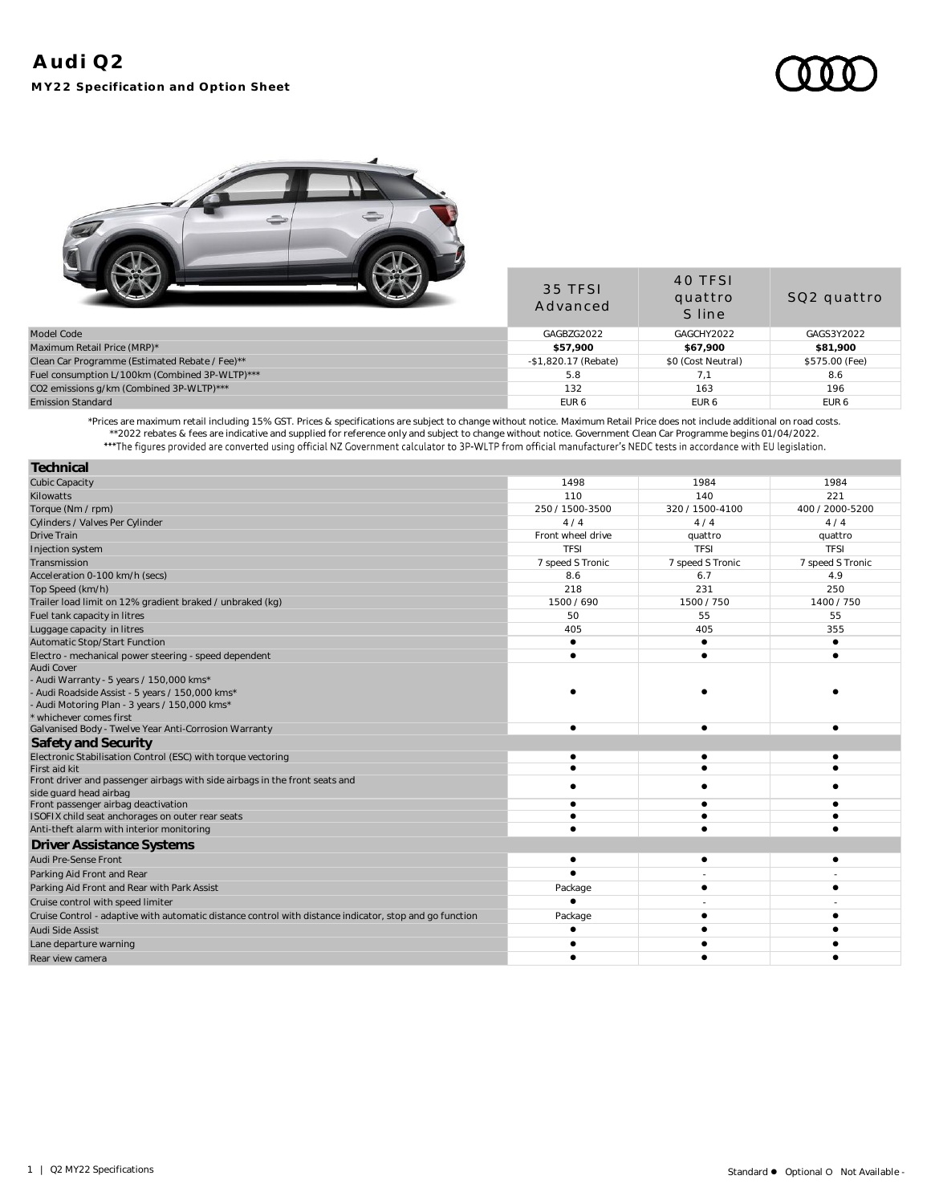# Audi Q2

## MY22 Specification and Option Sheet

| | 35 TFSI Advanced | 40 TFSI quattro S line | SQ2 quattro |
|---|---|---|---|
| Model Code | GAGBZG2022 | GAGCHY2022 | GAGS3Y2022 |
| Maximum Retail Price (MRP)* | **$57,900** | **$67,900** | **$81,900** |
| Clean Car Programme (Estimated Rebate / Fee)** | -$1,820.17 (Rebate) | $0 (Cost Neutral) | $575.00 (Fee) |
| Fuel consumption L/100km (Combined 3P-WLTP)*** | 5.8 | 7,1 | 8.6 |
| CO2 emissions g/km (Combined 3P-WLTP)*** | 132 | 163 | 196 |
| Emission Standard | EUR 6 | EUR 6 | EUR 6 |

*Prices are maximum retail including 15% GST. Prices & specifications are subject to change without notice. Maximum Retail Price does not include additional on road costs.
**2022 rebates & fees are indicative and supplied for reference only and subject to change without notice. Government Clean Car Programme begins 01/04/2022.
***The figures provided are converted using official NZ Government calculator to 3P-WLTP from official manufacturer's NEDC tests in accordance with EU legislation.

| **Technical** | 35 TFSI Advanced | 40 TFSI quattro S line | SQ2 quattro |
|---|---|---|---|
| Cubic Capacity | 1498 | 1984 | 1984 |
| Kilowatts | 110 | 140 | 221 |
| Torque (Nm / rpm) | 250 / 1500-3500 | 320 / 1500-4100 | 400 / 2000-5200 |
| Cylinders / Valves Per Cylinder | 4 / 4 | 4 / 4 | 4 / 4 |
| Drive Train | Front wheel drive | quattro | quattro |
| Injection system | TFSI | TFSI | TFSI |
| Transmission | 7 speed S Tronic | 7 speed S Tronic | 7 speed S Tronic |
| Acceleration 0-100 km/h (secs) | 8.6 | 6.7 | 4.9 |
| Top Speed (km/h) | 218 | 231 | 250 |
| Trailer load limit on 12% gradient braked / unbraked (kg) | 1500 / 690 | 1500 / 750 | 1400 / 750 |
| Fuel tank capacity in litres | 50 | 55 | 55 |
| Luggage capacity in litres | 405 | 405 | 355 |
| Automatic Stop/Start Function | ● | ● | ● |
| Electro - mechanical power steering - speed dependent | ● | ● | ● |
| Audi Cover<br>- Audi Warranty - 5 years / 150,000 kms*<br>- Audi Roadside Assist - 5 years / 150,000 kms*<br>- Audi Motoring Plan - 3 years / 150,000 kms*<br>* whichever comes first | ● | ● | ● |
| Galvanised Body - Twelve Year Anti-Corrosion Warranty | ● | ● | ● |
| **Safety and Security** | | | |
| Electronic Stabilisation Control (ESC) with torque vectoring | ● | ● | ● |
| First aid kit | ● | ● | ● |
| Front driver and passenger airbags with side airbags in the front seats and side guard head airbag | ● | ● | ● |
| Front passenger airbag deactivation | ● | ● | ● |
| ISOFIX child seat anchorages on outer rear seats | ● | ● | ● |
| Anti-theft alarm with interior monitoring | ● | ● | ● |
| **Driver Assistance Systems** | | | |
| Audi Pre-Sense Front | ● | ● | ● |
| Parking Aid Front and Rear | ● | - | - |
| Parking Aid Front and Rear with Park Assist | Package | ● | ● |
| Cruise control with speed limiter | ● | - | - |
| Cruise Control - adaptive with automatic distance control with distance indicator, stop and go function | Package | ● | ● |
| Audi Side Assist | ● | ● | ● |
| Lane departure warning | ● | ● | ● |
| Rear view camera | ● | ● | ● |

Standard ● Optional O Not Available -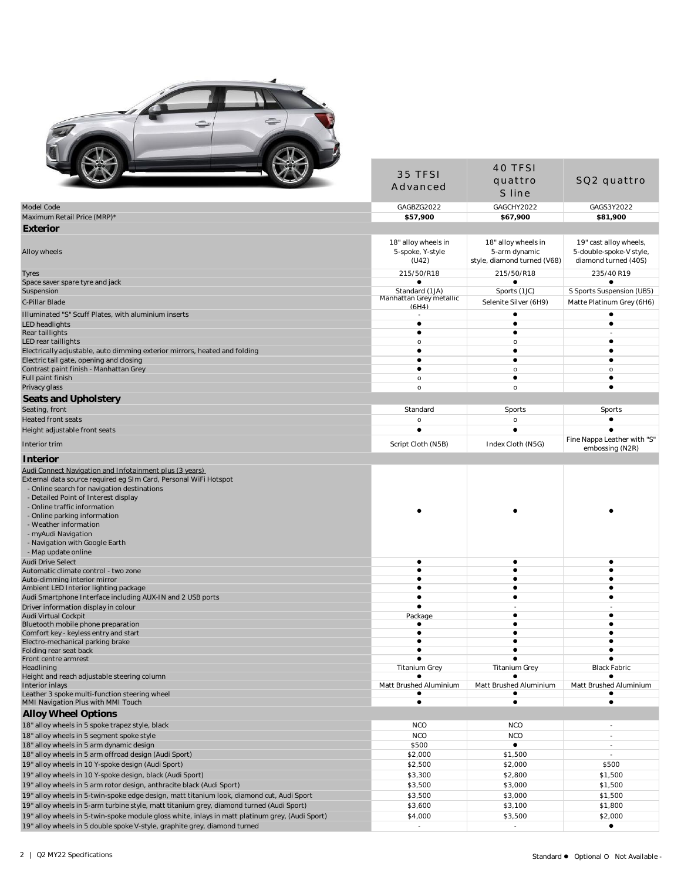| | 35 TFSI Advanced | 40 TFSI quattro S line | SQ2 quattro |
|---|---|---|---|
| Model Code | GAGBZG2022 | GAGCHY2022 | GAGS3Y2022 |
| Maximum Retail Price (MRP)* | **$57,900** | **$67,900** | **$81,900** |
| **Exterior** | | | |
| Alloy wheels | 18" alloy wheels in 5-spoke, Y-style (U42) | 18" alloy wheels in 5-arm dynamic style, diamond turned (V68) | 19" cast alloy wheels, 5-double-spoke-V style, diamond turned (40S) |
| Tyres | 215/50/R18 | 215/50/R18 | 235/40 R19 |
| Space saver spare tyre and jack | ● | ● | ● |
| Suspension | Standard (1JA) | Sports (1JC) | S Sports Suspension (UB5) |
| C-Pillar Blade | Manhattan Grey metallic (6H4) | Selenite Silver (6H9) | Matte Platinum Grey (6H6) |
| Illuminated "S" Scuff Plates, with aluminium inserts | - | ● | ● |
| LED headlights | ● | ● | ● |
| Rear taillights | ● | ● | - |
| LED rear taillights | o | o | ● |
| Electrically adjustable, auto dimming exterior mirrors, heated and folding | ● | ● | ● |
| Electric tail gate, opening and closing | ● | ● | ● |
| Contrast paint finish - Manhattan Grey | ● | o | o |
| Full paint finish | o | ● | ● |
| Privacy glass | o | o | ● |
| **Seats and Upholstery** | | | |
| Seating, front | Standard | Sports | Sports |
| Heated front seats | o | o | ● |
| Height adjustable front seats | ● | ● | ● |
| Interior trim | Script Cloth (N5B) | Index Cloth (N5G) | Fine Nappa Leather with "S" embossing (N2R) |
| **Interior** | | | |
| Audi Connect Navigation and Infotainment plus (3 years)<br>External data source required eg SIm Card, Personal WiFi Hotspot<br>- Online search for navigation destinations<br>- Detailed Point of Interest display<br>- Online traffic information<br>- Online parking information<br>- Weather information<br>- myAudi Navigation<br>- Navigation with Google Earth<br>- Map update online | ● | ● | ● |
| Audi Drive Select | ● | ● | ● |
| Automatic climate control - two zone | ● | ● | ● |
| Auto-dimming interior mirror | ● | ● | ● |
| Ambient LED Interior lighting package | ● | ● | ● |
| Audi Smartphone Interface including AUX-IN and 2 USB ports | ● | ● | ● |
| Driver information display in colour | ● | - | - |
| Audi Virtual Cockpit | Package | ● | ● |
| Bluetooth mobile phone preparation | ● | ● | ● |
| Comfort key - keyless entry and start | ● | ● | ● |
| Electro-mechanical parking brake | ● | ● | ● |
| Folding rear seat back | ● | ● | ● |
| Front centre armrest | ● | ● | ● |
| Headlining | Titanium Grey | Titanium Grey | Black Fabric |
| Height and reach adjustable steering column | ● | ● | ● |
| Interior inlays | Matt Brushed Aluminium | Matt Brushed Aluminium | Matt Brushed Aluminium |
| Leather 3 spoke multi-function steering wheel | ● | ● | ● |
| MMI Navigation Plus with MMI Touch | ● | ● | ● |
| **Alloy Wheel Options** | | | |
| 18" alloy wheels in 5 spoke trapez style, black | NCO | NCO | - |
| 18" alloy wheels in 5 segment spoke style | NCO | NCO | - |
| 18" alloy wheels in 5 arm dynamic design | $500 | ● | - |
| 18" alloy wheels in 5 arm offroad design (Audi Sport) | $2,000 | $1,500 | - |
| 19" alloy wheels in 10 Y-spoke design (Audi Sport) | $2,500 | $2,000 | $500 |
| 19" alloy wheels in 10 Y-spoke design, black (Audi Sport) | $3,300 | $2,800 | $1,500 |
| 19" alloy wheels in 5 arm rotor design, anthracite black (Audi Sport) | $3,500 | $3,000 | $1,500 |
| 19" alloy wheels in 5-twin-spoke edge design, matt titanium look, diamond cut, Audi Sport | $3,500 | $3,000 | $1,500 |
| 19" alloy wheels in 5-arm turbine style, matt titanium grey, diamond turned (Audi Sport) | $3,600 | $3,100 | $1,800 |
| 19" alloy wheels in 5-twin-spoke module gloss white, inlays in matt platinum grey, (Audi Sport) | $4,000 | $3,500 | $2,000 |
| 19" alloy wheels in 5 double spoke V-style, graphite grey, diamond turned | - | - | ● |

Standard ● Optional O Not Available -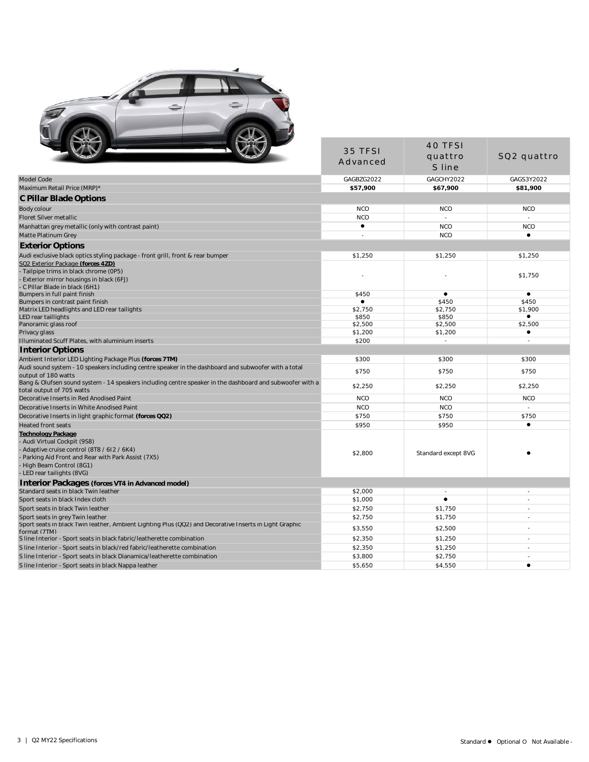| | 35 TFSI Advanced | 40 TFSI quattro S line | SQ2 quattro |
|---|---|---|---|
| Model Code | GAGBZG2022 | GAGCHY2022 | GAGS3Y2022 |
| Maximum Retail Price (MRP)* | **$57,900** | **$67,900** | **$81,900** |
| **C Pillar Blade Options** | | | |
| Body colour | NCO | NCO | NCO |
| Floret Silver metallic | NCO | - | - |
| Manhattan grey metallic (only with contrast paint) | ● | NCO | NCO |
| Matte Platinum Grey | - | NCO | ● |
| **Exterior Options** | | | |
| Audi exclusive black optics styling package - front grill, front & rear bumper | $1,250 | $1,250 | $1,250 |
| SQ2 Exterior Package **(forces 4ZD)**<br>- Tailpipe trims in black chrome (0P5)<br>- Exterior mirror housings in black (6FJ)<br>- C Pillar Blade in black (6H1) | - | - | $1,750 |
| Bumpers in full paint finish | $450 | ● | ● |
| Bumpers in contrast paint finish | ● | $450 | $450 |
| Matrix LED headlights and LED rear tailights | $2,750 | $2,750 | $1,900 |
| LED rear taillights | $850 | $850 | ● |
| Panoramic glass roof | $2,500 | $2,500 | $2,500 |
| Privacy glass | $1,200 | $1,200 | ● |
| Illuminated Scuff Plates, with aluminium inserts | $200 | - | - |
| **Interior Options** | | | |
| Ambient Interior LED Lighting Package Plus **(forces 7TM)** | $300 | $300 | $300 |
| Audi sound system - 10 speakers including centre speaker in the dashboard and subwoofer with a total output of 180 watts | $750 | $750 | $750 |
| Bang & Olufsen sound system - 14 speakers including centre speaker in the dashboard and subwoofer with a total output of 705 watts | $2,250 | $2,250 | $2,250 |
| Decorative Inserts in Red Anodised Paint | NCO | NCO | NCO |
| Decorative Inserts in White Anodised Paint | NCO | NCO | - |
| Decorative Inserts in light graphic format **(forces QQ2)** | $750 | $750 | $750 |
| Heated front seats | $950 | $950 | ● |
| **Technology Package**<br>- Audi Virtual Cockpit (9S8)<br>- Adaptive cruise control (8T8 / 6I2 / 6K4)<br>- Parking Aid Front and Rear with Park Assist (7X5)<br>- High Beam Control (8G1)<br>- LED rear taillights (8VG) | $2,800 | Standard except 8VG | ● |
| **Interior Packages (forces VT4 in Advanced model)** | | | |
| Standard seats in black Twin leather | $2,000 | - | - |
| Sport seats in black Index cloth | $1,000 | ● | - |
| Sport seats in black Twin leather | $2,750 | $1,750 | - |
| Sport seats in grey Twin leather | $2,750 | $1,750 | - |
| Sport seats in black Twin leather, Ambient Lighting Plus (QQ2) and Decorative Inserts in Light Graphic format (7TM) | $3,550 | $2,500 | - |
| S line Interior - Sport seats in black fabric/leatherette combination | $2,350 | $1,250 | - |
| S line Interior - Sport seats in black/red fabric/leatherette combination | $2,350 | $1,250 | - |
| S line Interior - Sport seats in black Dianamica/leatherette combination | $3,800 | $2,750 | - |
| S line Interior - Sport seats in black Nappa leather | $5,650 | $4,550 | ● |

Standard ● Optional O Not Available -